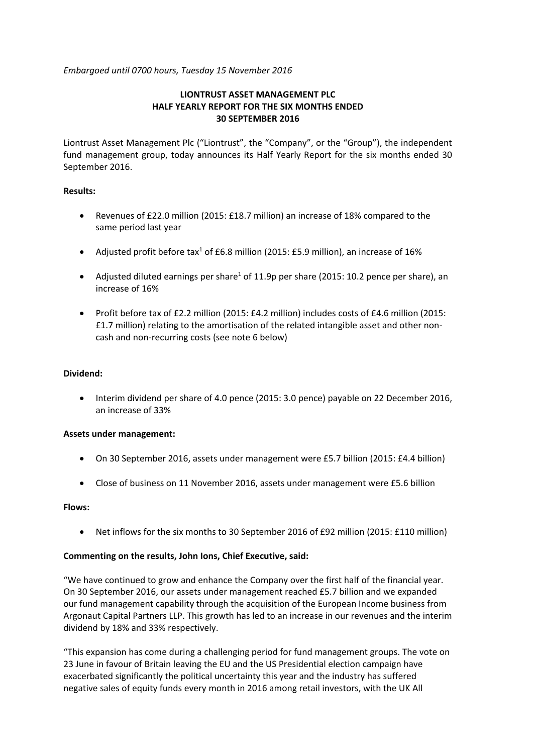*Embargoed until 0700 hours, Tuesday 15 November 2016*

**LIONTRUST ASSET MANAGEMENT PLC**
**HALF YEARLY REPORT FOR THE SIX MONTHS ENDED**
**30 SEPTEMBER 2016**

Liontrust Asset Management Plc ("Liontrust", the "Company", or the "Group"), the independent fund management group, today announces its Half Yearly Report for the six months ended 30 September 2016.

**Results:**

- Revenues of £22.0 million (2015: £18.7 million) an increase of 18% compared to the same period last year
- Adjusted profit before tax[1] of £6.8 million (2015: £5.9 million), an increase of 16%
- Adjusted diluted earnings per share[1] of 11.9p per share (2015: 10.2 pence per share), an increase of 16%
- Profit before tax of £2.2 million (2015: £4.2 million) includes costs of £4.6 million (2015: £1.7 million) relating to the amortisation of the related intangible asset and other non-cash and non-recurring costs (see note 6 below)

**Dividend:**

- Interim dividend per share of 4.0 pence (2015: 3.0 pence) payable on 22 December 2016, an increase of 33%

**Assets under management:**

- On 30 September 2016, assets under management were £5.7 billion (2015: £4.4 billion)
- Close of business on 11 November 2016, assets under management were £5.6 billion

**Flows:**

- Net inflows for the six months to 30 September 2016 of £92 million (2015: £110 million)

**Commenting on the results, John Ions, Chief Executive, said:**

"We have continued to grow and enhance the Company over the first half of the financial year. On 30 September 2016, our assets under management reached £5.7 billion and we expanded our fund management capability through the acquisition of the European Income business from Argonaut Capital Partners LLP. This growth has led to an increase in our revenues and the interim dividend by 18% and 33% respectively.

"This expansion has come during a challenging period for fund management groups. The vote on 23 June in favour of Britain leaving the EU and the US Presidential election campaign have exacerbated significantly the political uncertainty this year and the industry has suffered negative sales of equity funds every month in 2016 among retail investors, with the UK All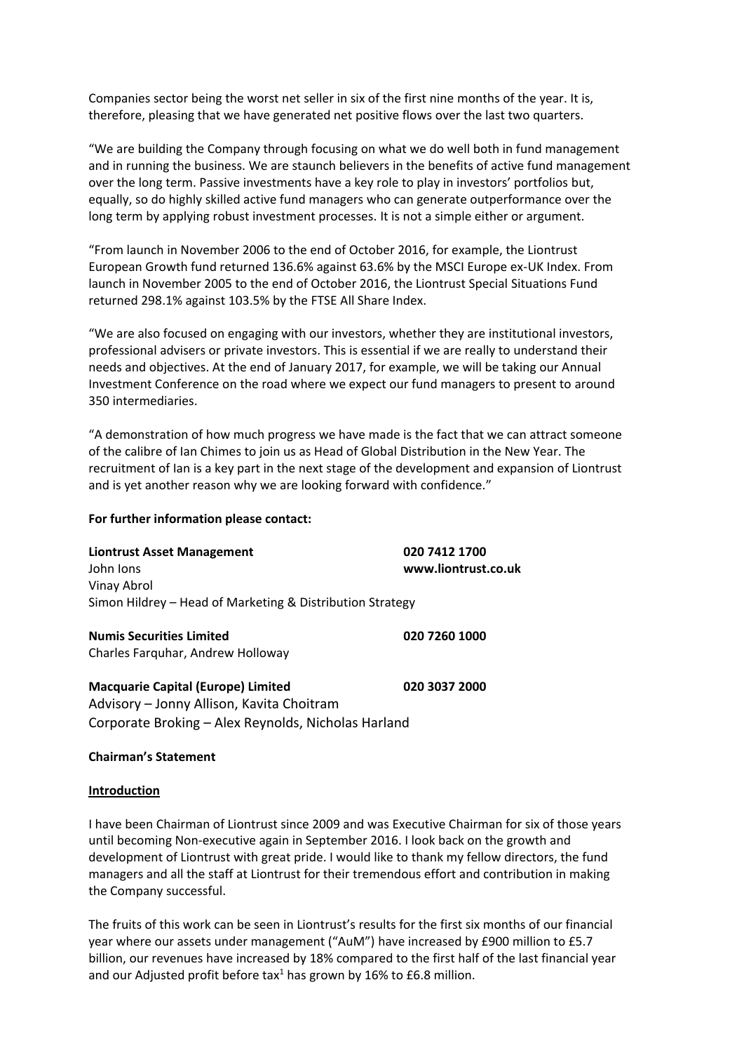Companies sector being the worst net seller in six of the first nine months of the year. It is, therefore, pleasing that we have generated net positive flows over the last two quarters.

"We are building the Company through focusing on what we do well both in fund management and in running the business. We are staunch believers in the benefits of active fund management over the long term. Passive investments have a key role to play in investors' portfolios but, equally, so do highly skilled active fund managers who can generate outperformance over the long term by applying robust investment processes. It is not a simple either or argument.

"From launch in November 2006 to the end of October 2016, for example, the Liontrust European Growth fund returned 136.6% against 63.6% by the MSCI Europe ex-UK Index. From launch in November 2005 to the end of October 2016, the Liontrust Special Situations Fund returned 298.1% against 103.5% by the FTSE All Share Index.

"We are also focused on engaging with our investors, whether they are institutional investors, professional advisers or private investors. This is essential if we are really to understand their needs and objectives. At the end of January 2017, for example, we will be taking our Annual Investment Conference on the road where we expect our fund managers to present to around 350 intermediaries.

"A demonstration of how much progress we have made is the fact that we can attract someone of the calibre of Ian Chimes to join us as Head of Global Distribution in the New Year. The recruitment of Ian is a key part in the next stage of the development and expansion of Liontrust and is yet another reason why we are looking forward with confidence."

**For further information please contact:**

**Liontrust Asset Management** — **020 7412 1700**
John Ions — **www.liontrust.co.uk**
Vinay Abrol
Simon Hildrey – Head of Marketing & Distribution Strategy

**Numis Securities Limited** — **020 7260 1000**
Charles Farquhar, Andrew Holloway

**Macquarie Capital (Europe) Limited** — **020 3037 2000**
Advisory – Jonny Allison, Kavita Choitram
Corporate Broking – Alex Reynolds, Nicholas Harland

**Chairman's Statement**

**Introduction**

I have been Chairman of Liontrust since 2009 and was Executive Chairman for six of those years until becoming Non-executive again in September 2016. I look back on the growth and development of Liontrust with great pride. I would like to thank my fellow directors, the fund managers and all the staff at Liontrust for their tremendous effort and contribution in making the Company successful.

The fruits of this work can be seen in Liontrust's results for the first six months of our financial year where our assets under management ("AuM") have increased by £900 million to £5.7 billion, our revenues have increased by 18% compared to the first half of the last financial year and our Adjusted profit before tax[1] has grown by 16% to £6.8 million.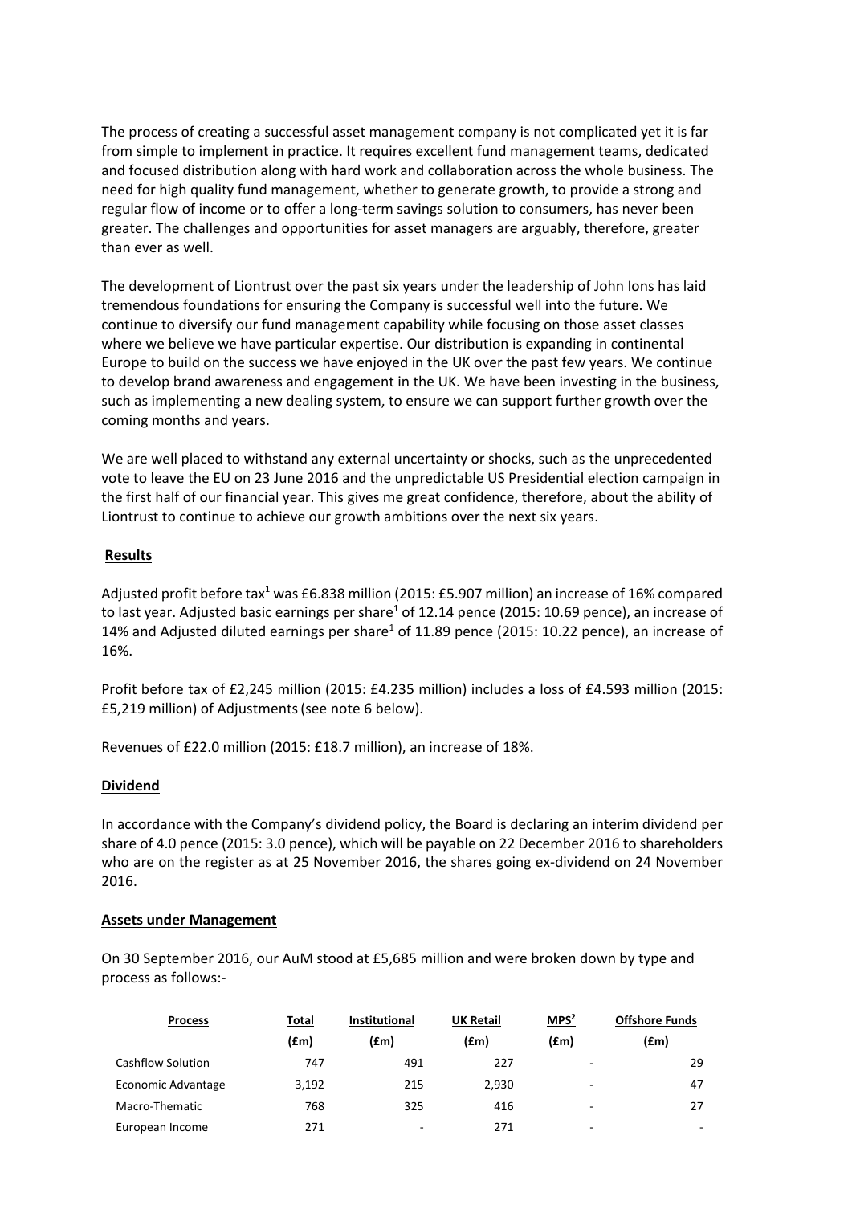The process of creating a successful asset management company is not complicated yet it is far from simple to implement in practice. It requires excellent fund management teams, dedicated and focused distribution along with hard work and collaboration across the whole business. The need for high quality fund management, whether to generate growth, to provide a strong and regular flow of income or to offer a long-term savings solution to consumers, has never been greater. The challenges and opportunities for asset managers are arguably, therefore, greater than ever as well.

The development of Liontrust over the past six years under the leadership of John Ions has laid tremendous foundations for ensuring the Company is successful well into the future. We continue to diversify our fund management capability while focusing on those asset classes where we believe we have particular expertise. Our distribution is expanding in continental Europe to build on the success we have enjoyed in the UK over the past few years. We continue to develop brand awareness and engagement in the UK. We have been investing in the business, such as implementing a new dealing system, to ensure we can support further growth over the coming months and years.

We are well placed to withstand any external uncertainty or shocks, such as the unprecedented vote to leave the EU on 23 June 2016 and the unpredictable US Presidential election campaign in the first half of our financial year. This gives me great confidence, therefore, about the ability of Liontrust to continue to achieve our growth ambitions over the next six years.

**Results**

Adjusted profit before tax[1] was £6.838 million (2015: £5.907 million) an increase of 16% compared to last year. Adjusted basic earnings per share[1] of 12.14 pence (2015: 10.69 pence), an increase of 14% and Adjusted diluted earnings per share[1] of 11.89 pence (2015: 10.22 pence), an increase of 16%.

Profit before tax of £2,245 million (2015: £4.235 million) includes a loss of £4.593 million (2015: £5,219 million) of Adjustments (see note 6 below).

Revenues of £22.0 million (2015: £18.7 million), an increase of 18%.

**Dividend**

In accordance with the Company's dividend policy, the Board is declaring an interim dividend per share of 4.0 pence (2015: 3.0 pence), which will be payable on 22 December 2016 to shareholders who are on the register as at 25 November 2016, the shares going ex-dividend on 24 November 2016.

**Assets under Management**

On 30 September 2016, our AuM stood at £5,685 million and were broken down by type and process as follows:-

| Process | Total (£m) | Institutional (£m) | UK Retail (£m) | MPS[2] (£m) | Offshore Funds (£m) |
|---|---|---|---|---|---|
| Cashflow Solution | 747 | 491 | 227 | - | 29 |
| Economic Advantage | 3,192 | 215 | 2,930 | - | 47 |
| Macro-Thematic | 768 | 325 | 416 | - | 27 |
| European Income | 271 | - | 271 | - | - |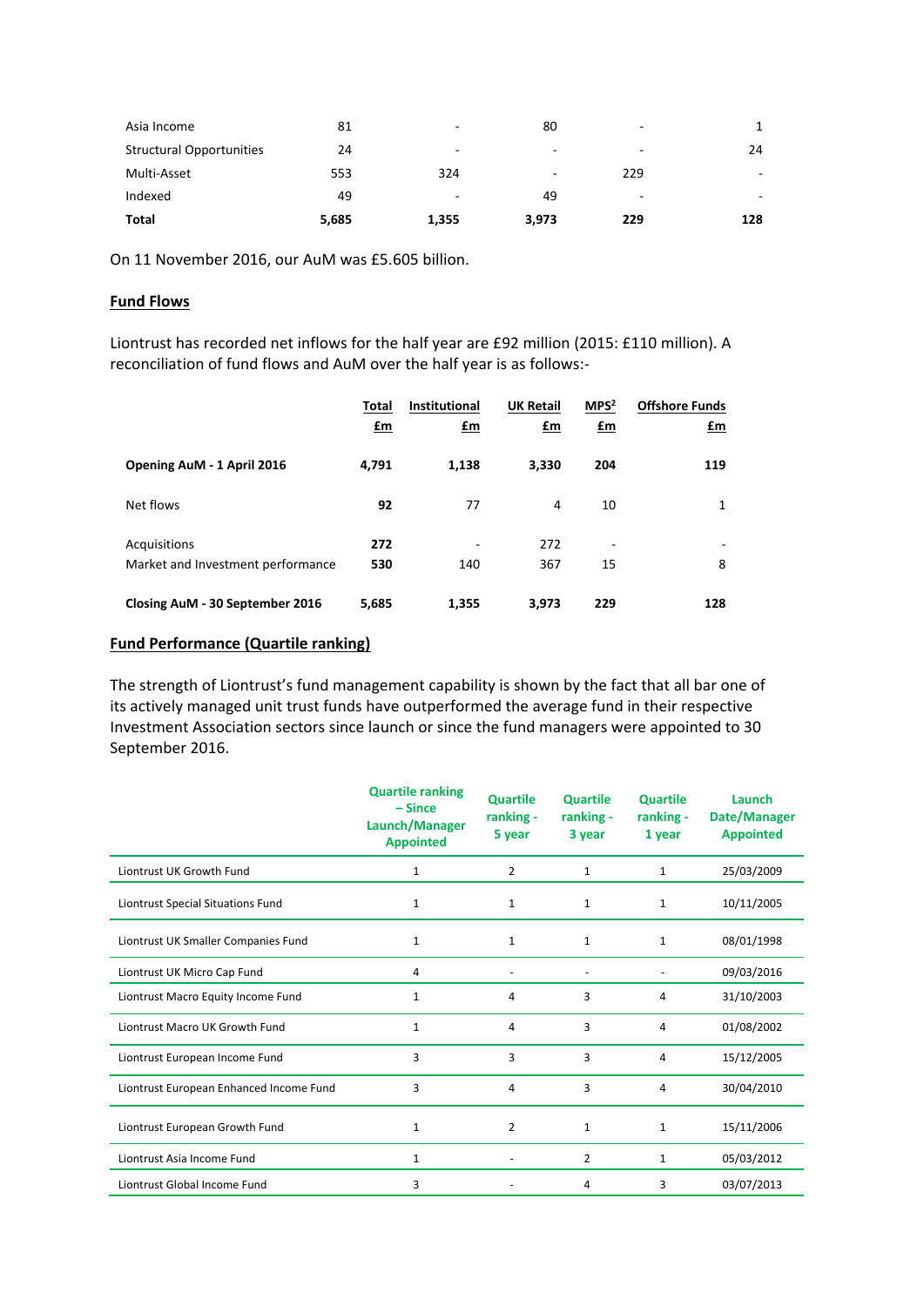| | | | | | |
|---|---|---|---|---|---|
| Asia Income | 81 | - | 80 | - | 1 |
| Structural Opportunities | 24 | - | - | - | 24 |
| Multi-Asset | 553 | 324 | - | 229 | - |
| Indexed | 49 | - | 49 | - | - |
| **Total** | **5,685** | **1,355** | **3,973** | **229** | **128** |

On 11 November 2016, our AuM was £5.605 billion.

## Fund Flows

Liontrust has recorded net inflows for the half year are £92 million (2015: £110 million). A reconciliation of fund flows and AuM over the half year is as follows:-

| | Total £m | Institutional £m | UK Retail £m | MPS[2] £m | Offshore Funds £m |
|---|---|---|---|---|---|
| **Opening AuM - 1 April 2016** | **4,791** | **1,138** | **3,330** | **204** | **119** |
| Net flows | **92** | 77 | 4 | 10 | 1 |
| Acquisitions | **272** | - | 272 | - | - |
| Market and Investment performance | **530** | 140 | 367 | 15 | 8 |
| **Closing AuM - 30 September 2016** | **5,685** | **1,355** | **3,973** | **229** | **128** |

## Fund Performance (Quartile ranking)

The strength of Liontrust's fund management capability is shown by the fact that all bar one of its actively managed unit trust funds have outperformed the average fund in their respective Investment Association sectors since launch or since the fund managers were appointed to 30 September 2016.

| | Quartile ranking – Since Launch/Manager Appointed | Quartile ranking - 5 year | Quartile ranking - 3 year | Quartile ranking - 1 year | Launch Date/Manager Appointed |
|---|---|---|---|---|---|
| Liontrust UK Growth Fund | 1 | 2 | 1 | 1 | 25/03/2009 |
| Liontrust Special Situations Fund | 1 | 1 | 1 | 1 | 10/11/2005 |
| Liontrust UK Smaller Companies Fund | 1 | 1 | 1 | 1 | 08/01/1998 |
| Liontrust UK Micro Cap Fund | 4 | - | - | - | 09/03/2016 |
| Liontrust Macro Equity Income Fund | 1 | 4 | 3 | 4 | 31/10/2003 |
| Liontrust Macro UK Growth Fund | 1 | 4 | 3 | 4 | 01/08/2002 |
| Liontrust European Income Fund | 3 | 3 | 3 | 4 | 15/12/2005 |
| Liontrust European Enhanced Income Fund | 3 | 4 | 3 | 4 | 30/04/2010 |
| Liontrust European Growth Fund | 1 | 2 | 1 | 1 | 15/11/2006 |
| Liontrust Asia Income Fund | 1 | - | 2 | 1 | 05/03/2012 |
| Liontrust Global Income Fund | 3 | - | 4 | 3 | 03/07/2013 |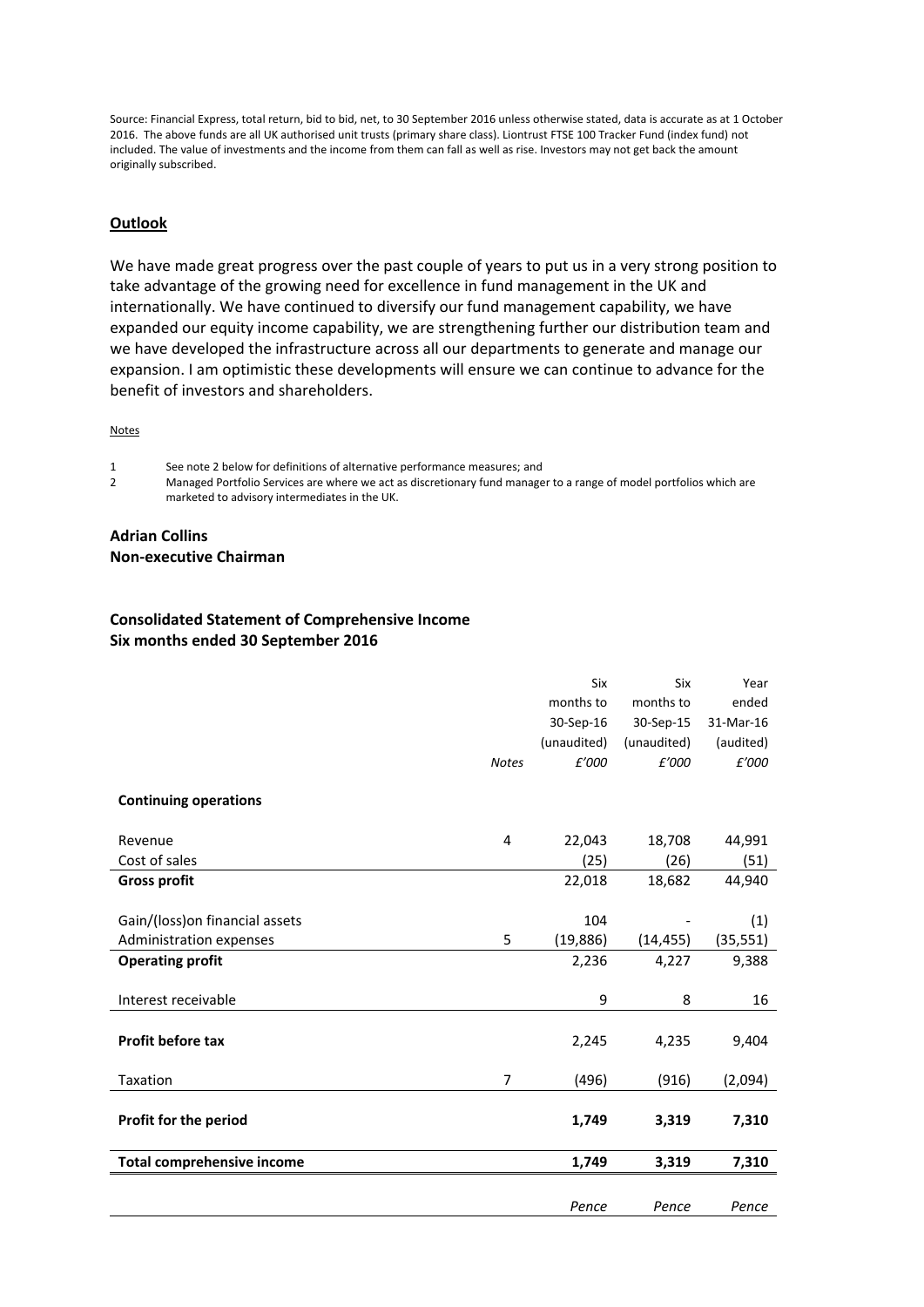Source: Financial Express, total return, bid to bid, net, to 30 September 2016 unless otherwise stated, data is accurate as at 1 October 2016. The above funds are all UK authorised unit trusts (primary share class). Liontrust FTSE 100 Tracker Fund (index fund) not included. The value of investments and the income from them can fall as well as rise. Investors may not get back the amount originally subscribed.

## Outlook

We have made great progress over the past couple of years to put us in a very strong position to take advantage of the growing need for excellence in fund management in the UK and internationally. We have continued to diversify our fund management capability, we have expanded our equity income capability, we are strengthening further our distribution team and we have developed the infrastructure across all our departments to generate and manage our expansion. I am optimistic these developments will ensure we can continue to advance for the benefit of investors and shareholders.

Notes

1 See note 2 below for definitions of alternative performance measures; and

2 Managed Portfolio Services are where we act as discretionary fund manager to a range of model portfolios which are marketed to advisory intermediates in the UK.

**Adrian Collins**
**Non-executive Chairman**

## Consolidated Statement of Comprehensive Income
## Six months ended 30 September 2016

| | *Notes* | Six months to 30-Sep-16 (unaudited) *£'000* | Six months to 30-Sep-15 (unaudited) *£'000* | Year ended 31-Mar-16 (audited) *£'000* |
|---|---|---|---|---|
| **Continuing operations** | | | | |
| Revenue | 4 | 22,043 | 18,708 | 44,991 |
| Cost of sales | | (25) | (26) | (51) |
| **Gross profit** | | 22,018 | 18,682 | 44,940 |
| Gain/(loss)on financial assets | | 104 | - | (1) |
| Administration expenses | 5 | (19,886) | (14,455) | (35,551) |
| **Operating profit** | | 2,236 | 4,227 | 9,388 |
| Interest receivable | | 9 | 8 | 16 |
| **Profit before tax** | | 2,245 | 4,235 | 9,404 |
| Taxation | 7 | (496) | (916) | (2,094) |
| **Profit for the period** | | **1,749** | **3,319** | **7,310** |
| **Total comprehensive income** | | **1,749** | **3,319** | **7,310** |
| | | *Pence* | *Pence* | *Pence* |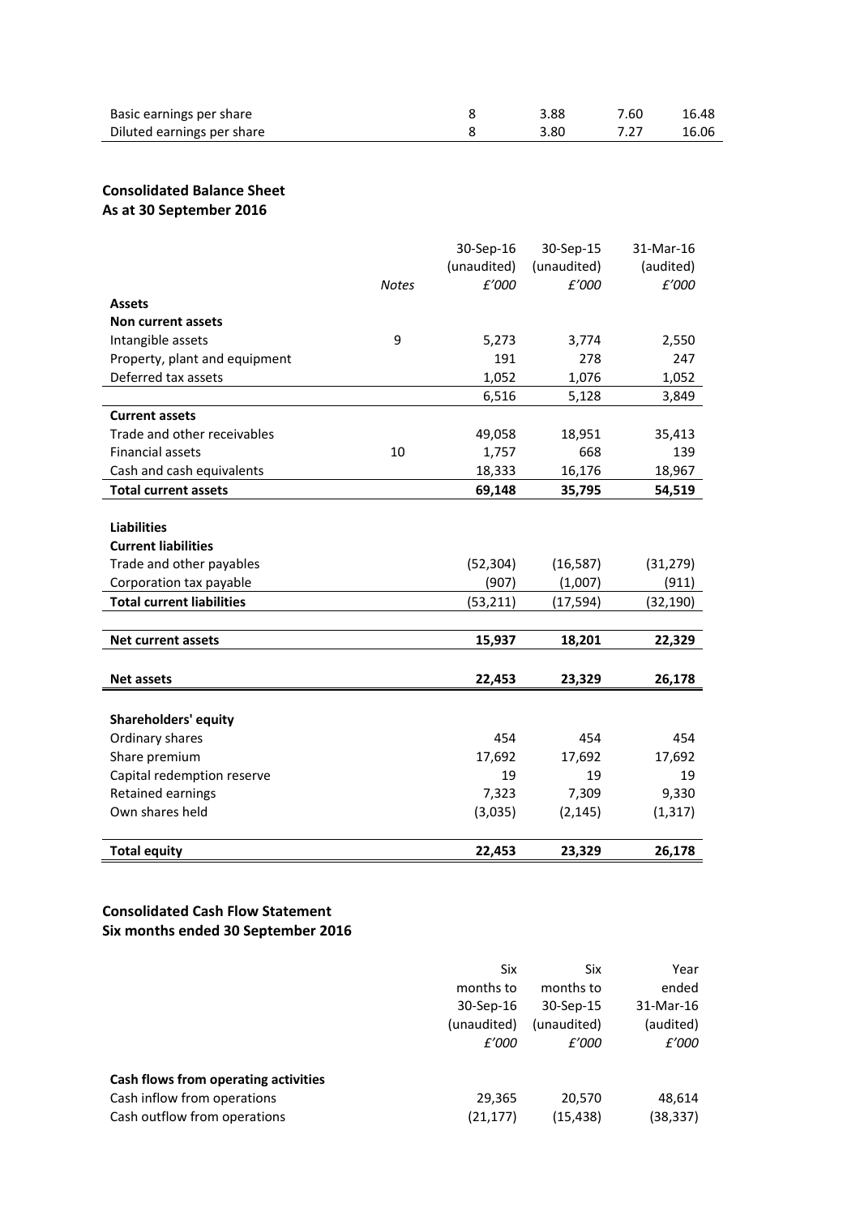| | | | | |
|---|---|---|---|---|
| Basic earnings per share | 8 | 3.88 | 7.60 | 16.48 |
| Diluted earnings per share | 8 | 3.80 | 7.27 | 16.06 |

## Consolidated Balance Sheet
### As at 30 September 2016

| | Notes | 30-Sep-16 (unaudited) £'000 | 30-Sep-15 (unaudited) £'000 | 31-Mar-16 (audited) £'000 |
|---|---|---|---|---|
| **Assets** | | | | |
| **Non current assets** | | | | |
| Intangible assets | 9 | 5,273 | 3,774 | 2,550 |
| Property, plant and equipment | | 191 | 278 | 247 |
| Deferred tax assets | | 1,052 | 1,076 | 1,052 |
| | | 6,516 | 5,128 | 3,849 |
| **Current assets** | | | | |
| Trade and other receivables | | 49,058 | 18,951 | 35,413 |
| Financial assets | 10 | 1,757 | 668 | 139 |
| Cash and cash equivalents | | 18,333 | 16,176 | 18,967 |
| **Total current assets** | | **69,148** | **35,795** | **54,519** |
| **Liabilities** | | | | |
| **Current liabilities** | | | | |
| Trade and other payables | | (52,304) | (16,587) | (31,279) |
| Corporation tax payable | | (907) | (1,007) | (911) |
| **Total current liabilities** | | (53,211) | (17,594) | (32,190) |
| **Net current assets** | | **15,937** | **18,201** | **22,329** |
| **Net assets** | | **22,453** | **23,329** | **26,178** |
| **Shareholders' equity** | | | | |
| Ordinary shares | | 454 | 454 | 454 |
| Share premium | | 17,692 | 17,692 | 17,692 |
| Capital redemption reserve | | 19 | 19 | 19 |
| Retained earnings | | 7,323 | 7,309 | 9,330 |
| Own shares held | | (3,035) | (2,145) | (1,317) |
| **Total equity** | | **22,453** | **23,329** | **26,178** |

## Consolidated Cash Flow Statement
### Six months ended 30 September 2016

| | Six months to 30-Sep-16 (unaudited) £'000 | Six months to 30-Sep-15 (unaudited) £'000 | Year ended 31-Mar-16 (audited) £'000 |
|---|---|---|---|
| **Cash flows from operating activities** | | | |
| Cash inflow from operations | 29,365 | 20,570 | 48,614 |
| Cash outflow from operations | (21,177) | (15,438) | (38,337) |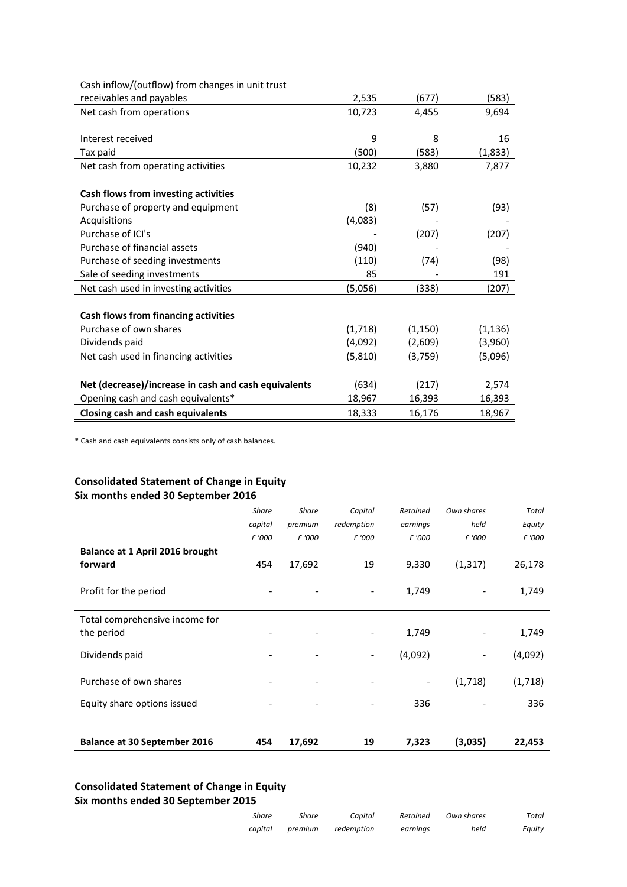| | | | |
|---|---|---|---|
| Cash inflow/(outflow) from changes in unit trust receivables and payables | 2,535 | (677) | (583) |
| Net cash from operations | 10,723 | 4,455 | 9,694 |
| | | | |
| Interest received | 9 | 8 | 16 |
| Tax paid | (500) | (583) | (1,833) |
| Net cash from operating activities | 10,232 | 3,880 | 7,877 |
| | | | |
| **Cash flows from investing activities** | | | |
| Purchase of property and equipment | (8) | (57) | (93) |
| Acquisitions | (4,083) | - | - |
| Purchase of ICI's | - | (207) | (207) |
| Purchase of financial assets | (940) | - | - |
| Purchase of seeding investments | (110) | (74) | (98) |
| Sale of seeding investments | 85 | - | 191 |
| Net cash used in investing activities | (5,056) | (338) | (207) |
| | | | |
| **Cash flows from financing activities** | | | |
| Purchase of own shares | (1,718) | (1,150) | (1,136) |
| Dividends paid | (4,092) | (2,609) | (3,960) |
| Net cash used in financing activities | (5,810) | (3,759) | (5,096) |
| | | | |
| **Net (decrease)/increase in cash and cash equivalents** | (634) | (217) | 2,574 |
| Opening cash and cash equivalents* | 18,967 | 16,393 | 16,393 |
| **Closing cash and cash equivalents** | 18,333 | 16,176 | 18,967 |

\* Cash and cash equivalents consists only of cash balances.

## Consolidated Statement of Change in Equity
## Six months ended 30 September 2016

| | *Share capital* | *Share premium* | *Capital redemption* | *Retained earnings* | *Own shares held* | *Total Equity* |
|---|---|---|---|---|---|---|
| | *£ '000* | *£ '000* | *£ '000* | *£ '000* | *£ '000* | *£ '000* |
| **Balance at 1 April 2016 brought forward** | 454 | 17,692 | 19 | 9,330 | (1,317) | 26,178 |
| Profit for the period | - | - | - | 1,749 | - | 1,749 |
| Total comprehensive income for the period | - | - | - | 1,749 | - | 1,749 |
| Dividends paid | - | - | - | (4,092) | - | (4,092) |
| Purchase of own shares | - | - | - | - | (1,718) | (1,718) |
| Equity share options issued | - | - | - | 336 | - | 336 |
| **Balance at 30 September 2016** | **454** | **17,692** | **19** | **7,323** | **(3,035)** | **22,453** |

## Consolidated Statement of Change in Equity
## Six months ended 30 September 2015

| | *Share capital* | *Share premium* | *Capital redemption* | *Retained earnings* | *Own shares held* | *Total Equity* |
|---|---|---|---|---|---|---|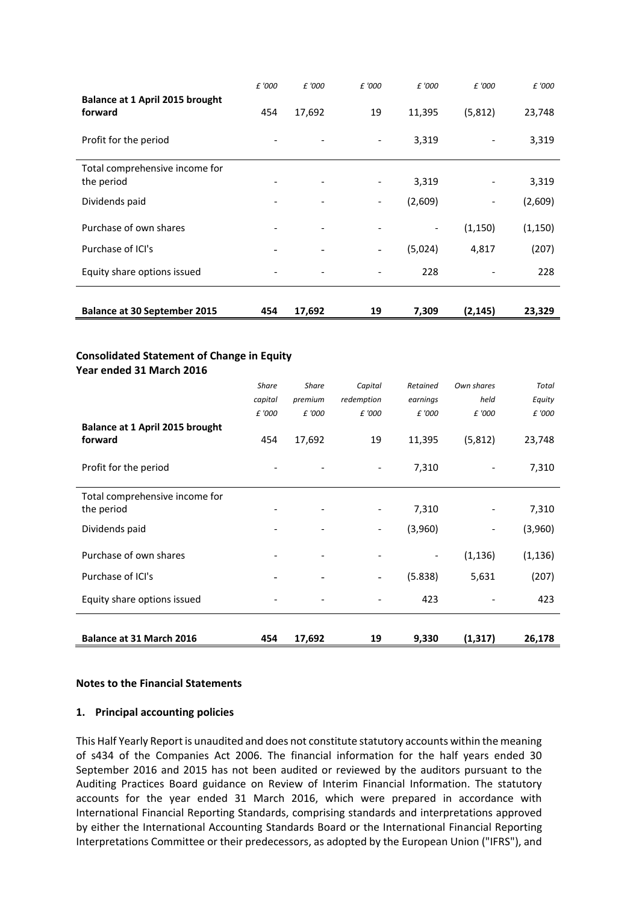| | £ '000 | £ '000 | £ '000 | £ '000 | £ '000 | £ '000 |
|---|---|---|---|---|---|---|
| **Balance at 1 April 2015 brought forward** | 454 | 17,692 | 19 | 11,395 | (5,812) | 23,748 |
| Profit for the period | - | - | - | 3,319 | - | 3,319 |
| Total comprehensive income for the period | - | - | - | 3,319 | - | 3,319 |
| Dividends paid | - | - | - | (2,609) | - | (2,609) |
| Purchase of own shares | - | - | - | - | (1,150) | (1,150) |
| Purchase of ICI's | - | - | - | (5,024) | 4,817 | (207) |
| Equity share options issued | - | - | - | 228 | - | 228 |
| **Balance at 30 September 2015** | **454** | **17,692** | **19** | **7,309** | **(2,145)** | **23,329** |

**Consolidated Statement of Change in Equity**
**Year ended 31 March 2016**

| | *Share capital £ '000* | *Share premium £ '000* | *Capital redemption £ '000* | *Retained earnings £ '000* | *Own shares held £ '000* | *Total Equity £ '000* |
|---|---|---|---|---|---|---|
| **Balance at 1 April 2015 brought forward** | 454 | 17,692 | 19 | 11,395 | (5,812) | 23,748 |
| Profit for the period | - | - | - | 7,310 | - | 7,310 |
| Total comprehensive income for the period | - | - | - | 7,310 | - | 7,310 |
| Dividends paid | - | - | - | (3,960) | - | (3,960) |
| Purchase of own shares | - | - | - | - | (1,136) | (1,136) |
| Purchase of ICI's | - | - | - | (5.838) | 5,631 | (207) |
| Equity share options issued | - | - | - | 423 | - | 423 |
| **Balance at 31 March 2016** | **454** | **17,692** | **19** | **9,330** | **(1,317)** | **26,178** |

**Notes to the Financial Statements**

**1. Principal accounting policies**

This Half Yearly Report is unaudited and does not constitute statutory accounts within the meaning of s434 of the Companies Act 2006. The financial information for the half years ended 30 September 2016 and 2015 has not been audited or reviewed by the auditors pursuant to the Auditing Practices Board guidance on Review of Interim Financial Information. The statutory accounts for the year ended 31 March 2016, which were prepared in accordance with International Financial Reporting Standards, comprising standards and interpretations approved by either the International Accounting Standards Board or the International Financial Reporting Interpretations Committee or their predecessors, as adopted by the European Union ("IFRS"), and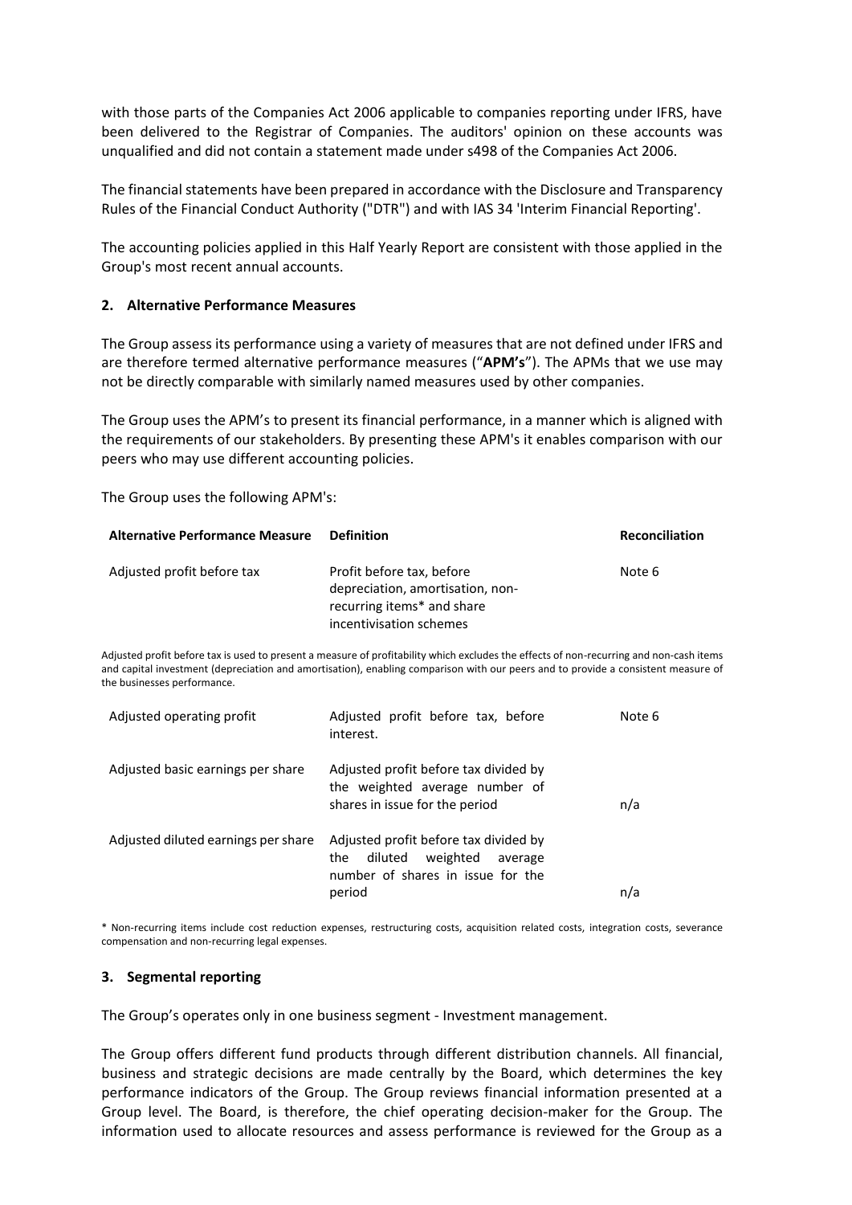with those parts of the Companies Act 2006 applicable to companies reporting under IFRS, have been delivered to the Registrar of Companies. The auditors' opinion on these accounts was unqualified and did not contain a statement made under s498 of the Companies Act 2006.

The financial statements have been prepared in accordance with the Disclosure and Transparency Rules of the Financial Conduct Authority ("DTR") and with IAS 34 'Interim Financial Reporting'.

The accounting policies applied in this Half Yearly Report are consistent with those applied in the Group's most recent annual accounts.

## 2. Alternative Performance Measures

The Group assess its performance using a variety of measures that are not defined under IFRS and are therefore termed alternative performance measures ("**APM's**"). The APMs that we use may not be directly comparable with similarly named measures used by other companies.

The Group uses the APM's to present its financial performance, in a manner which is aligned with the requirements of our stakeholders. By presenting these APM's it enables comparison with our peers who may use different accounting policies.

The Group uses the following APM's:

| Alternative Performance Measure | Definition | Reconciliation |
|---|---|---|
| Adjusted profit before tax | Profit before tax, before depreciation, amortisation, non-recurring items* and share incentivisation schemes | Note 6 |

Adjusted profit before tax is used to present a measure of profitability which excludes the effects of non-recurring and non-cash items and capital investment (depreciation and amortisation), enabling comparison with our peers and to provide a consistent measure of the businesses performance.

| Alternative Performance Measure | Definition | Reconciliation |
|---|---|---|
| Adjusted operating profit | Adjusted profit before tax, before interest. | Note 6 |
| Adjusted basic earnings per share | Adjusted profit before tax divided by the weighted average number of shares in issue for the period | n/a |
| Adjusted diluted earnings per share | Adjusted profit before tax divided by the diluted weighted average number of shares in issue for the period | n/a |

* Non-recurring items include cost reduction expenses, restructuring costs, acquisition related costs, integration costs, severance compensation and non-recurring legal expenses.

## 3. Segmental reporting

The Group's operates only in one business segment - Investment management.

The Group offers different fund products through different distribution channels. All financial, business and strategic decisions are made centrally by the Board, which determines the key performance indicators of the Group. The Group reviews financial information presented at a Group level. The Board, is therefore, the chief operating decision-maker for the Group. The information used to allocate resources and assess performance is reviewed for the Group as a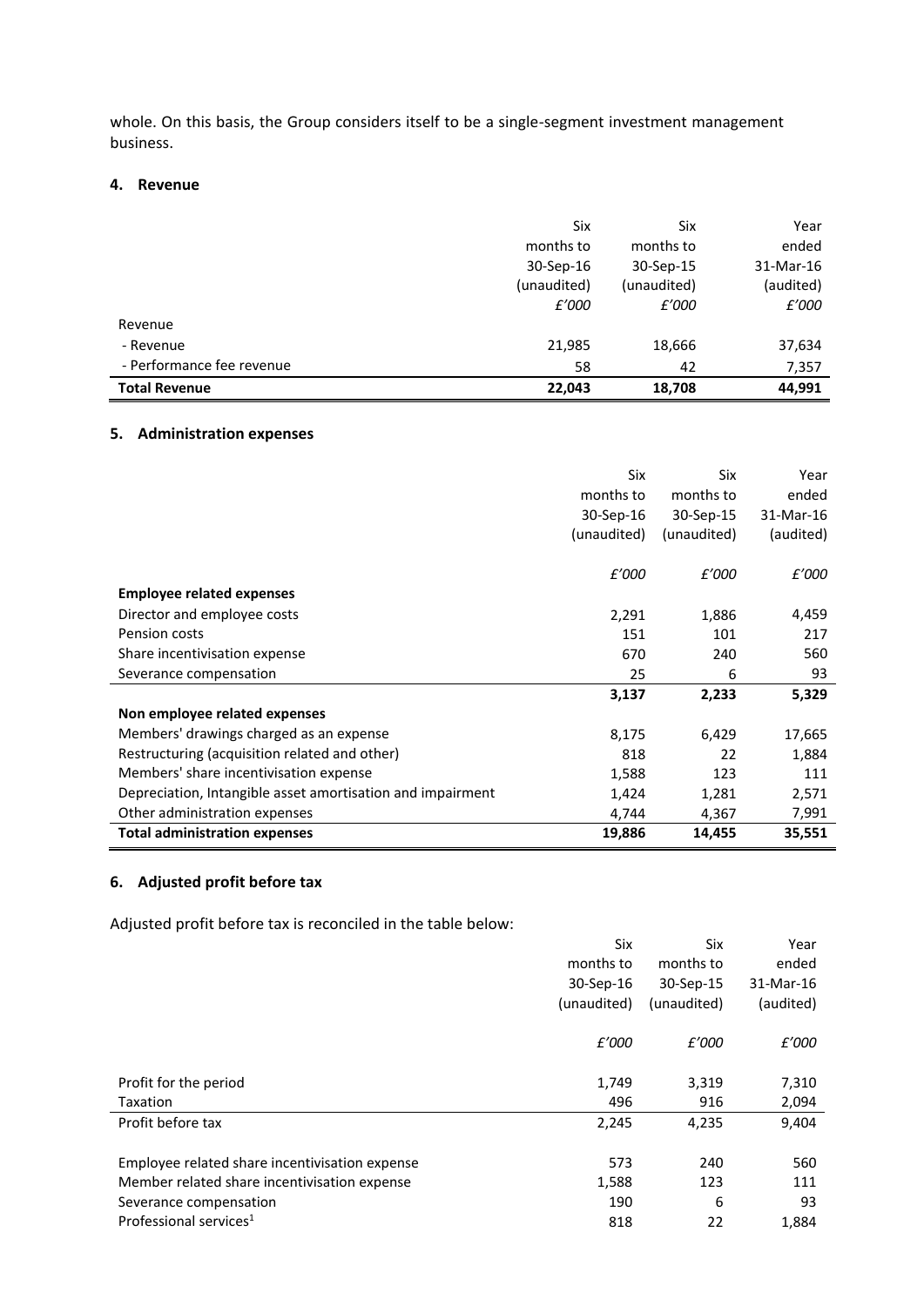whole. On this basis, the Group considers itself to be a single-segment investment management business.

#### 4. Revenue

| | Six months to 30-Sep-16 (unaudited) *£'000* | Six months to 30-Sep-15 (unaudited) *£'000* | Year ended 31-Mar-16 (audited) *£'000* |
|---|---|---|---|
| Revenue | | | |
| - Revenue | 21,985 | 18,666 | 37,634 |
| - Performance fee revenue | 58 | 42 | 7,357 |
| **Total Revenue** | **22,043** | **18,708** | **44,991** |

#### 5. Administration expenses

| | Six months to 30-Sep-16 (unaudited) *£'000* | Six months to 30-Sep-15 (unaudited) *£'000* | Year ended 31-Mar-16 (audited) *£'000* |
|---|---|---|---|
| **Employee related expenses** | | | |
| Director and employee costs | 2,291 | 1,886 | 4,459 |
| Pension costs | 151 | 101 | 217 |
| Share incentivisation expense | 670 | 240 | 560 |
| Severance compensation | 25 | 6 | 93 |
| | **3,137** | **2,233** | **5,329** |
| **Non employee related expenses** | | | |
| Members' drawings charged as an expense | 8,175 | 6,429 | 17,665 |
| Restructuring (acquisition related and other) | 818 | 22 | 1,884 |
| Members' share incentivisation expense | 1,588 | 123 | 111 |
| Depreciation, Intangible asset amortisation and impairment | 1,424 | 1,281 | 2,571 |
| Other administration expenses | 4,744 | 4,367 | 7,991 |
| **Total administration expenses** | **19,886** | **14,455** | **35,551** |

#### 6. Adjusted profit before tax

Adjusted profit before tax is reconciled in the table below:

| | Six months to 30-Sep-16 (unaudited) *£'000* | Six months to 30-Sep-15 (unaudited) *£'000* | Year ended 31-Mar-16 (audited) *£'000* |
|---|---|---|---|
| Profit for the period | 1,749 | 3,319 | 7,310 |
| Taxation | 496 | 916 | 2,094 |
| Profit before tax | 2,245 | 4,235 | 9,404 |
| | | | |
| Employee related share incentivisation expense | 573 | 240 | 560 |
| Member related share incentivisation expense | 1,588 | 123 | 111 |
| Severance compensation | 190 | 6 | 93 |
| Professional services[1] | 818 | 22 | 1,884 |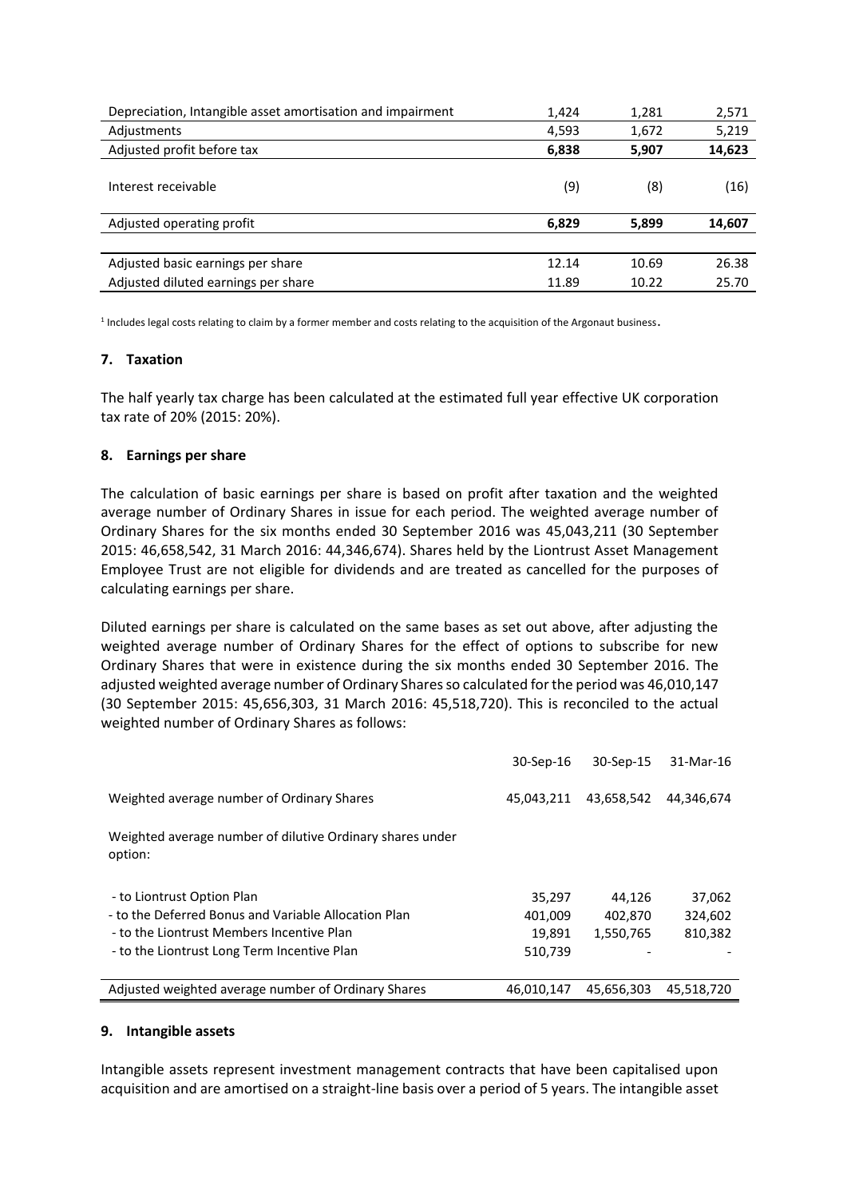| | | | |
|---|---|---|---|
| Depreciation, Intangible asset amortisation and impairment | 1,424 | 1,281 | 2,571 |
| Adjustments | 4,593 | 1,672 | 5,219 |
| **Adjusted profit before tax** | **6,838** | **5,907** | **14,623** |
| Interest receivable | (9) | (8) | (16) |
| **Adjusted operating profit** | **6,829** | **5,899** | **14,607** |
| | | | |
| Adjusted basic earnings per share | 12.14 | 10.69 | 26.38 |
| Adjusted diluted earnings per share | 11.89 | 10.22 | 25.70 |

[1] Includes legal costs relating to claim by a former member and costs relating to the acquisition of the Argonaut business.

### 7. Taxation

The half yearly tax charge has been calculated at the estimated full year effective UK corporation tax rate of 20% (2015: 20%).

### 8. Earnings per share

The calculation of basic earnings per share is based on profit after taxation and the weighted average number of Ordinary Shares in issue for each period. The weighted average number of Ordinary Shares for the six months ended 30 September 2016 was 45,043,211 (30 September 2015: 46,658,542, 31 March 2016: 44,346,674). Shares held by the Liontrust Asset Management Employee Trust are not eligible for dividends and are treated as cancelled for the purposes of calculating earnings per share.

Diluted earnings per share is calculated on the same bases as set out above, after adjusting the weighted average number of Ordinary Shares for the effect of options to subscribe for new Ordinary Shares that were in existence during the six months ended 30 September 2016. The adjusted weighted average number of Ordinary Shares so calculated for the period was 46,010,147 (30 September 2015: 45,656,303, 31 March 2016: 45,518,720). This is reconciled to the actual weighted number of Ordinary Shares as follows:

| | 30-Sep-16 | 30-Sep-15 | 31-Mar-16 |
|---|---|---|---|
| Weighted average number of Ordinary Shares | 45,043,211 | 43,658,542 | 44,346,674 |
| Weighted average number of dilutive Ordinary shares under option: | | | |
| - to Liontrust Option Plan | 35,297 | 44,126 | 37,062 |
| - to the Deferred Bonus and Variable Allocation Plan | 401,009 | 402,870 | 324,602 |
| - to the Liontrust Members Incentive Plan | 19,891 | 1,550,765 | 810,382 |
| - to the Liontrust Long Term Incentive Plan | 510,739 | - | - |
| Adjusted weighted average number of Ordinary Shares | 46,010,147 | 45,656,303 | 45,518,720 |

### 9. Intangible assets

Intangible assets represent investment management contracts that have been capitalised upon acquisition and are amortised on a straight-line basis over a period of 5 years. The intangible asset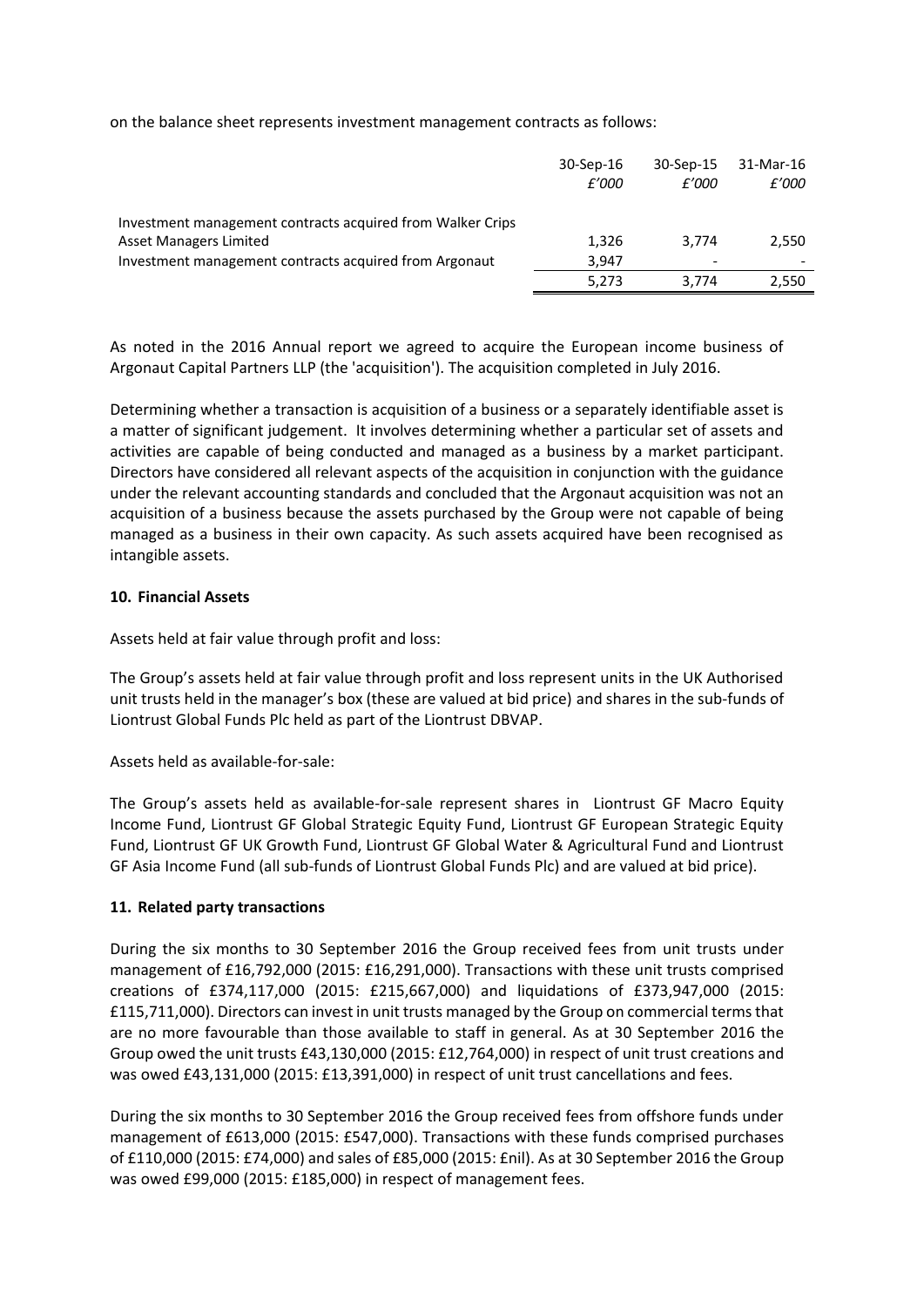on the balance sheet represents investment management contracts as follows:

| | 30-Sep-16 | 30-Sep-15 | 31-Mar-16 |
|---|---|---|---|
| | *£'000* | *£'000* | *£'000* |
| Investment management contracts acquired from Walker Crips Asset Managers Limited | 1,326 | 3,774 | 2,550 |
| Investment management contracts acquired from Argonaut | 3,947 | - | - |
| | 5,273 | 3,774 | 2,550 |

As noted in the 2016 Annual report we agreed to acquire the European income business of Argonaut Capital Partners LLP (the 'acquisition'). The acquisition completed in July 2016.

Determining whether a transaction is acquisition of a business or a separately identifiable asset is a matter of significant judgement. It involves determining whether a particular set of assets and activities are capable of being conducted and managed as a business by a market participant. Directors have considered all relevant aspects of the acquisition in conjunction with the guidance under the relevant accounting standards and concluded that the Argonaut acquisition was not an acquisition of a business because the assets purchased by the Group were not capable of being managed as a business in their own capacity. As such assets acquired have been recognised as intangible assets.

### 10. Financial Assets

Assets held at fair value through profit and loss:

The Group's assets held at fair value through profit and loss represent units in the UK Authorised unit trusts held in the manager's box (these are valued at bid price) and shares in the sub-funds of Liontrust Global Funds Plc held as part of the Liontrust DBVAP.

Assets held as available-for-sale:

The Group's assets held as available-for-sale represent shares in Liontrust GF Macro Equity Income Fund, Liontrust GF Global Strategic Equity Fund, Liontrust GF European Strategic Equity Fund, Liontrust GF UK Growth Fund, Liontrust GF Global Water & Agricultural Fund and Liontrust GF Asia Income Fund (all sub-funds of Liontrust Global Funds Plc) and are valued at bid price).

### 11. Related party transactions

During the six months to 30 September 2016 the Group received fees from unit trusts under management of £16,792,000 (2015: £16,291,000). Transactions with these unit trusts comprised creations of £374,117,000 (2015: £215,667,000) and liquidations of £373,947,000 (2015: £115,711,000). Directors can invest in unit trusts managed by the Group on commercial terms that are no more favourable than those available to staff in general. As at 30 September 2016 the Group owed the unit trusts £43,130,000 (2015: £12,764,000) in respect of unit trust creations and was owed £43,131,000 (2015: £13,391,000) in respect of unit trust cancellations and fees.

During the six months to 30 September 2016 the Group received fees from offshore funds under management of £613,000 (2015: £547,000). Transactions with these funds comprised purchases of £110,000 (2015: £74,000) and sales of £85,000 (2015: £nil). As at 30 September 2016 the Group was owed £99,000 (2015: £185,000) in respect of management fees.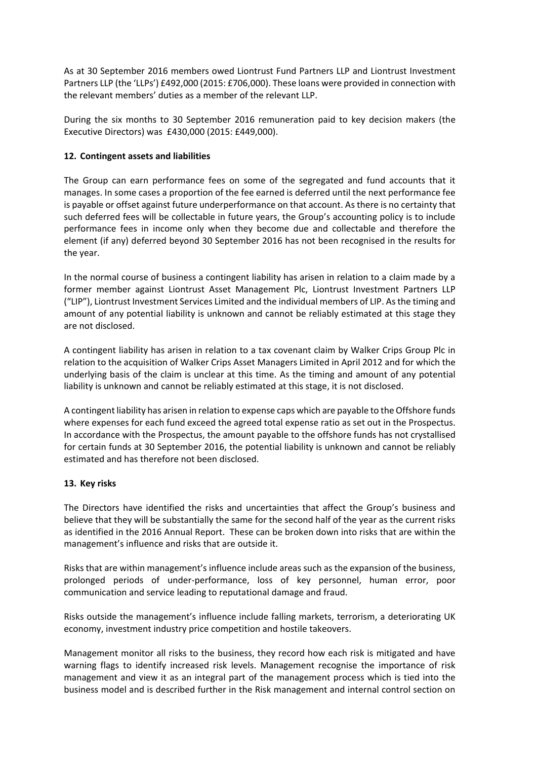As at 30 September 2016 members owed Liontrust Fund Partners LLP and Liontrust Investment Partners LLP (the 'LLPs') £492,000 (2015: £706,000). These loans were provided in connection with the relevant members' duties as a member of the relevant LLP.

During the six months to 30 September 2016 remuneration paid to key decision makers (the Executive Directors) was £430,000 (2015: £449,000).

## 12. Contingent assets and liabilities

The Group can earn performance fees on some of the segregated and fund accounts that it manages. In some cases a proportion of the fee earned is deferred until the next performance fee is payable or offset against future underperformance on that account. As there is no certainty that such deferred fees will be collectable in future years, the Group's accounting policy is to include performance fees in income only when they become due and collectable and therefore the element (if any) deferred beyond 30 September 2016 has not been recognised in the results for the year.

In the normal course of business a contingent liability has arisen in relation to a claim made by a former member against Liontrust Asset Management Plc, Liontrust Investment Partners LLP ("LIP"), Liontrust Investment Services Limited and the individual members of LIP. As the timing and amount of any potential liability is unknown and cannot be reliably estimated at this stage they are not disclosed.

A contingent liability has arisen in relation to a tax covenant claim by Walker Crips Group Plc in relation to the acquisition of Walker Crips Asset Managers Limited in April 2012 and for which the underlying basis of the claim is unclear at this time. As the timing and amount of any potential liability is unknown and cannot be reliably estimated at this stage, it is not disclosed.

A contingent liability has arisen in relation to expense caps which are payable to the Offshore funds where expenses for each fund exceed the agreed total expense ratio as set out in the Prospectus. In accordance with the Prospectus, the amount payable to the offshore funds has not crystallised for certain funds at 30 September 2016, the potential liability is unknown and cannot be reliably estimated and has therefore not been disclosed.

## 13. Key risks

The Directors have identified the risks and uncertainties that affect the Group's business and believe that they will be substantially the same for the second half of the year as the current risks as identified in the 2016 Annual Report. These can be broken down into risks that are within the management's influence and risks that are outside it.

Risks that are within management's influence include areas such as the expansion of the business, prolonged periods of under-performance, loss of key personnel, human error, poor communication and service leading to reputational damage and fraud.

Risks outside the management's influence include falling markets, terrorism, a deteriorating UK economy, investment industry price competition and hostile takeovers.

Management monitor all risks to the business, they record how each risk is mitigated and have warning flags to identify increased risk levels. Management recognise the importance of risk management and view it as an integral part of the management process which is tied into the business model and is described further in the Risk management and internal control section on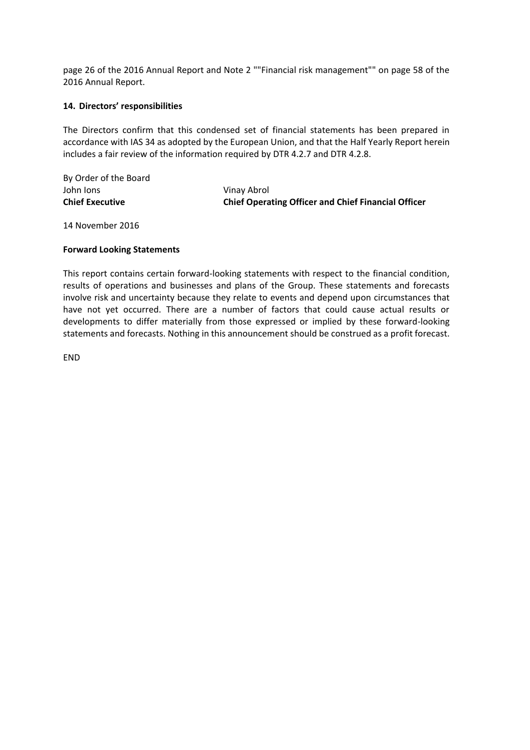page 26 of the 2016 Annual Report and Note 2 ""Financial risk management"" on page 58 of the 2016 Annual Report.

**14. Directors' responsibilities**

The Directors confirm that this condensed set of financial statements has been prepared in accordance with IAS 34 as adopted by the European Union, and that the Half Yearly Report herein includes a fair review of the information required by DTR 4.2.7 and DTR 4.2.8.

By Order of the Board

| | |
|---|---|
| John Ions | Vinay Abrol |
| **Chief Executive** | **Chief Operating Officer and Chief Financial Officer** |

14 November 2016

**Forward Looking Statements**

This report contains certain forward-looking statements with respect to the financial condition, results of operations and businesses and plans of the Group. These statements and forecasts involve risk and uncertainty because they relate to events and depend upon circumstances that have not yet occurred. There are a number of factors that could cause actual results or developments to differ materially from those expressed or implied by these forward-looking statements and forecasts. Nothing in this announcement should be construed as a profit forecast.

END